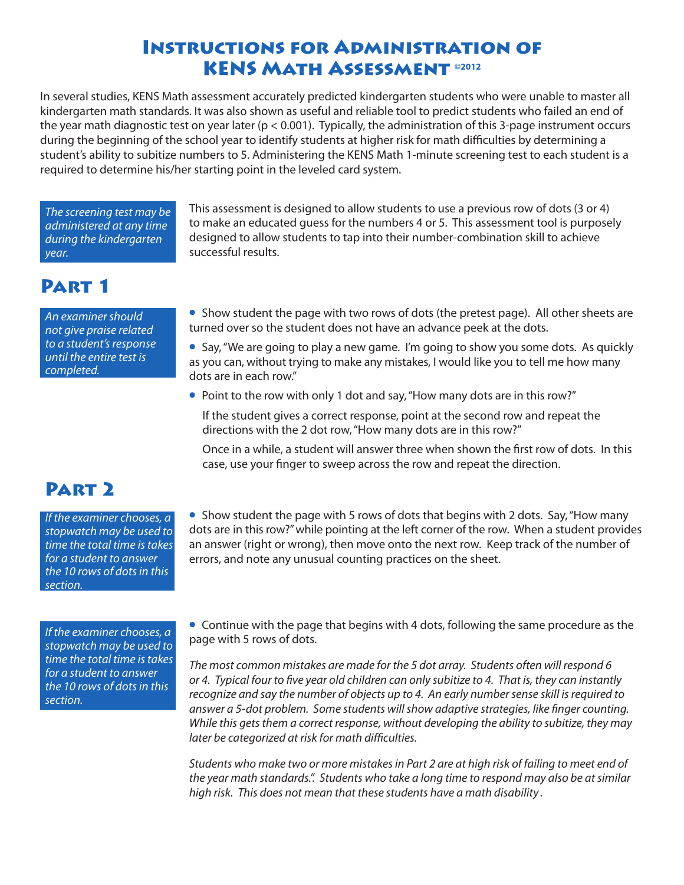# Instructions for Administration of KENS Math Assessment ©2012

In several studies, KENS Math assessment accurately predicted kindergarten students who were unable to master all kindergarten math standards. It was also shown as useful and reliable tool to predict students who failed an end of the year math diagnostic test on year later ($p < 0.001$). Typically, the administration of this 3-page instrument occurs during the beginning of the school year to identify students at higher risk for math difficulties by determining a student's ability to subitize numbers to 5. Administering the KENS Math 1-minute screening test to each student is a required to determine his/her starting point in the leveled card system.

*The screening test may be administered at any time during the kindergarten year.*

This assessment is designed to allow students to use a previous row of dots (3 or 4) to make an educated guess for the numbers 4 or 5. This assessment tool is purposely designed to allow students to tap into their number-combination skill to achieve successful results.

## Part 1

*An examiner should not give praise related to a student's response until the entire test is completed.*

- Show student the page with two rows of dots (the pretest page). All other sheets are turned over so the student does not have an advance peek at the dots.
- Say, "We are going to play a new game. I'm going to show you some dots. As quickly as you can, without trying to make any mistakes, I would like you to tell me how many dots are in each row."
- Point to the row with only 1 dot and say, "How many dots are in this row?"

  If the student gives a correct response, point at the second row and repeat the directions with the 2 dot row, "How many dots are in this row?"

  Once in a while, a student will answer three when shown the first row of dots. In this case, use your finger to sweep across the row and repeat the direction.

## Part 2

*If the examiner chooses, a stopwatch may be used to time the total time is takes for a student to answer the 10 rows of dots in this section.*

- Show student the page with 5 rows of dots that begins with 2 dots. Say, "How many dots are in this row?" while pointing at the left corner of the row. When a student provides an answer (right or wrong), then move onto the next row. Keep track of the number of errors, and note any unusual counting practices on the sheet.

*If the examiner chooses, a stopwatch may be used to time the total time is takes for a student to answer the 10 rows of dots in this section.*

- Continue with the page that begins with 4 dots, following the same procedure as the page with 5 rows of dots.

*The most common mistakes are made for the 5 dot array. Students often will respond 6 or 4. Typical four to five year old children can only subitize to 4. That is, they can instantly recognize and say the number of objects up to 4. An early number sense skill is required to answer a 5-dot problem. Some students will show adaptive strategies, like finger counting. While this gets them a correct response, without developing the ability to subitize, they may later be categorized at risk for math difficulties.*

*Students who make two or more mistakes in Part 2 are at high risk of failing to meet end of the year math standards.". Students who take a long time to respond may also be at similar high risk. This does not mean that these students have a math disability .*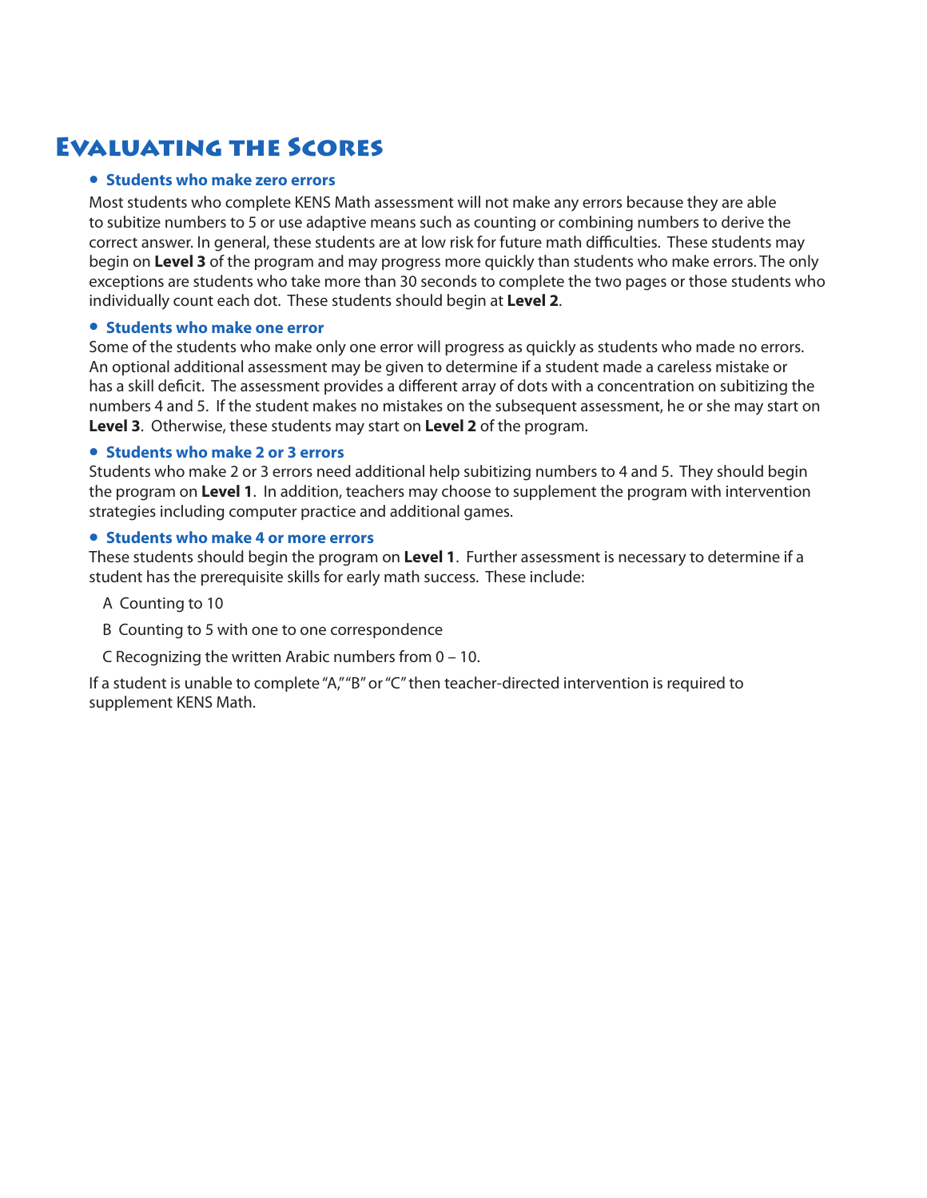# Evaluating the Scores

- **Students who make zero errors**

Most students who complete KENS Math assessment will not make any errors because they are able to subitize numbers to 5 or use adaptive means such as counting or combining numbers to derive the correct answer. In general, these students are at low risk for future math difficulties. These students may begin on **Level 3** of the program and may progress more quickly than students who make errors. The only exceptions are students who take more than 30 seconds to complete the two pages or those students who individually count each dot. These students should begin at **Level 2**.

- **Students who make one error**

Some of the students who make only one error will progress as quickly as students who made no errors. An optional additional assessment may be given to determine if a student made a careless mistake or has a skill deficit. The assessment provides a different array of dots with a concentration on subitizing the numbers 4 and 5. If the student makes no mistakes on the subsequent assessment, he or she may start on **Level 3**. Otherwise, these students may start on **Level 2** of the program.

- **Students who make 2 or 3 errors**

Students who make 2 or 3 errors need additional help subitizing numbers to 4 and 5. They should begin the program on **Level 1**. In addition, teachers may choose to supplement the program with intervention strategies including computer practice and additional games.

- **Students who make 4 or more errors**

These students should begin the program on **Level 1**. Further assessment is necessary to determine if a student has the prerequisite skills for early math success. These include:

A Counting to 10

B Counting to 5 with one to one correspondence

C Recognizing the written Arabic numbers from 0 – 10.

If a student is unable to complete "A," "B" or "C" then teacher-directed intervention is required to supplement KENS Math.